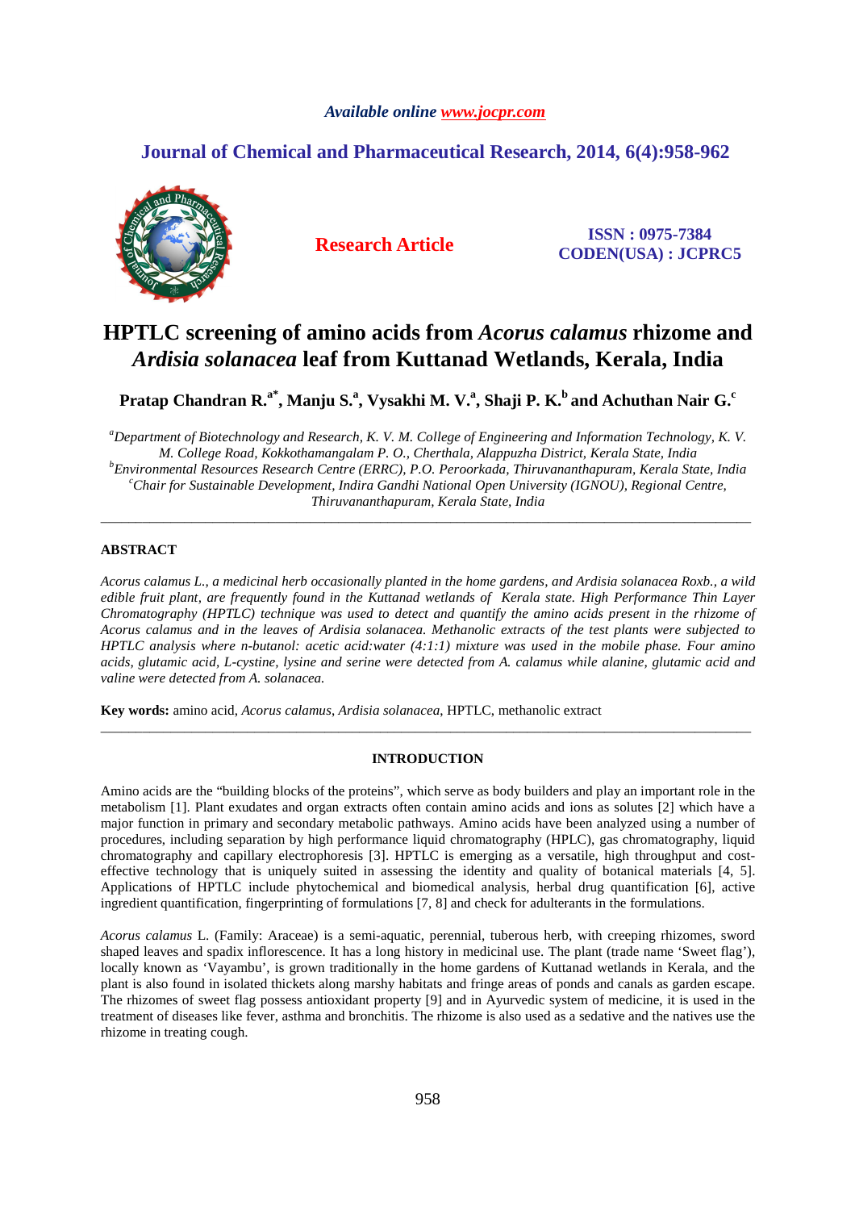# HPTLC screening of amino acids from *Acorus calamus* rhizome and *Ardisia solanacea* leaf from Kuttanad Wetlands, Kerala, India

**Pratap Chandran R.[a*], Manju S.[a], Vysakhi M. V.[a], Shaji P. K.[b] and Achuthan Nair G.[c]**

*[a]Department of Biotechnology and Research, K. V. M. College of Engineering and Information Technology, K. V. M. College Road, Kokkothamangalam P. O., Cherthala, Alappuzha District, Kerala State, India*
*[b]Environmental Resources Research Centre (ERRC), P.O. Peroorkada, Thiruvananthapuram, Kerala State, India*
*[c]Chair for Sustainable Development, Indira Gandhi National Open University (IGNOU), Regional Centre, Thiruvananthapuram, Kerala State, India*

---

## ABSTRACT

*Acorus calamus L., a medicinal herb occasionally planted in the home gardens, and Ardisia solanacea Roxb., a wild edible fruit plant, are frequently found in the Kuttanad wetlands of Kerala state. High Performance Thin Layer Chromatography (HPTLC) technique was used to detect and quantify the amino acids present in the rhizome of Acorus calamus and in the leaves of Ardisia solanacea. Methanolic extracts of the test plants were subjected to HPTLC analysis where n-butanol: acetic acid:water (4:1:1) mixture was used in the mobile phase. Four amino acids, glutamic acid, L-cystine, lysine and serine were detected from A. calamus while alanine, glutamic acid and valine were detected from A. solanacea.*

**Key words:** amino acid, *Acorus calamus*, *Ardisia solanacea*, HPTLC, methanolic extract

---

## INTRODUCTION

Amino acids are the "building blocks of the proteins", which serve as body builders and play an important role in the metabolism [1]. Plant exudates and organ extracts often contain amino acids and ions as solutes [2] which have a major function in primary and secondary metabolic pathways. Amino acids have been analyzed using a number of procedures, including separation by high performance liquid chromatography (HPLC), gas chromatography, liquid chromatography and capillary electrophoresis [3]. HPTLC is emerging as a versatile, high throughput and cost-effective technology that is uniquely suited in assessing the identity and quality of botanical materials [4, 5]. Applications of HPTLC include phytochemical and biomedical analysis, herbal drug quantification [6], active ingredient quantification, fingerprinting of formulations [7, 8] and check for adulterants in the formulations.

*Acorus calamus* L. (Family: Araceae) is a semi-aquatic, perennial, tuberous herb, with creeping rhizomes, sword shaped leaves and spadix inflorescence. It has a long history in medicinal use. The plant (trade name 'Sweet flag'), locally known as 'Vayambu', is grown traditionally in the home gardens of Kuttanad wetlands in Kerala, and the plant is also found in isolated thickets along marshy habitats and fringe areas of ponds and canals as garden escape. The rhizomes of sweet flag possess antioxidant property [9] and in Ayurvedic system of medicine, it is used in the treatment of diseases like fever, asthma and bronchitis. The rhizome is also used as a sedative and the natives use the rhizome in treating cough.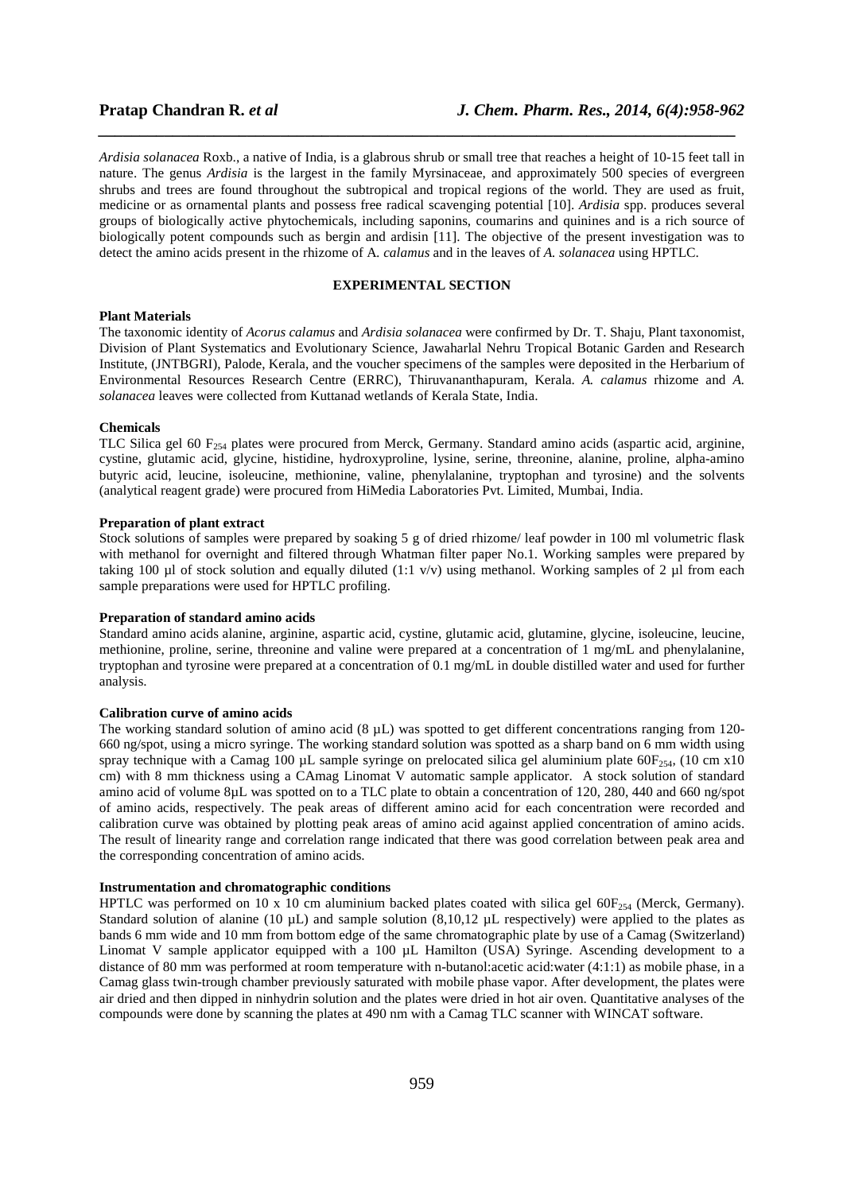*Ardisia solanacea* Roxb., a native of India, is a glabrous shrub or small tree that reaches a height of 10-15 feet tall in nature. The genus *Ardisia* is the largest in the family Myrsinaceae, and approximately 500 species of evergreen shrubs and trees are found throughout the subtropical and tropical regions of the world. They are used as fruit, medicine or as ornamental plants and possess free radical scavenging potential [10]. *Ardisia* spp. produces several groups of biologically active phytochemicals, including saponins, coumarins and quinines and is a rich source of biologically potent compounds such as bergin and ardisin [11]. The objective of the present investigation was to detect the amino acids present in the rhizome of A. *calamus* and in the leaves of *A. solanacea* using HPTLC.

## EXPERIMENTAL SECTION

**Plant Materials**

The taxonomic identity of *Acorus calamus* and *Ardisia solanacea* were confirmed by Dr. T. Shaju, Plant taxonomist, Division of Plant Systematics and Evolutionary Science, Jawaharlal Nehru Tropical Botanic Garden and Research Institute, (JNTBGRI), Palode, Kerala, and the voucher specimens of the samples were deposited in the Herbarium of Environmental Resources Research Centre (ERRC), Thiruvananthapuram, Kerala. *A. calamus* rhizome and *A. solanacea* leaves were collected from Kuttanad wetlands of Kerala State, India.

**Chemicals**

TLC Silica gel 60 $F_{254}$ plates were procured from Merck, Germany. Standard amino acids (aspartic acid, arginine, cystine, glutamic acid, glycine, histidine, hydroxyproline, lysine, serine, threonine, alanine, proline, alpha-amino butyric acid, leucine, isoleucine, methionine, valine, phenylalanine, tryptophan and tyrosine) and the solvents (analytical reagent grade) were procured from HiMedia Laboratories Pvt. Limited, Mumbai, India.

**Preparation of plant extract**

Stock solutions of samples were prepared by soaking 5 g of dried rhizome/ leaf powder in 100 ml volumetric flask with methanol for overnight and filtered through Whatman filter paper No.1. Working samples were prepared by taking 100 µl of stock solution and equally diluted (1:1 v/v) using methanol. Working samples of 2 µl from each sample preparations were used for HPTLC profiling.

**Preparation of standard amino acids**

Standard amino acids alanine, arginine, aspartic acid, cystine, glutamic acid, glutamine, glycine, isoleucine, leucine, methionine, proline, serine, threonine and valine were prepared at a concentration of 1 mg/mL and phenylalanine, tryptophan and tyrosine were prepared at a concentration of 0.1 mg/mL in double distilled water and used for further analysis.

**Calibration curve of amino acids**

The working standard solution of amino acid (8 µL) was spotted to get different concentrations ranging from 120-660 ng/spot, using a micro syringe. The working standard solution was spotted as a sharp band on 6 mm width using spray technique with a Camag 100 µL sample syringe on prelocated silica gel aluminium plate $60F_{254}$, (10 cm x10 cm) with 8 mm thickness using a CAmag Linomat V automatic sample applicator. A stock solution of standard amino acid of volume 8µL was spotted on to a TLC plate to obtain a concentration of 120, 280, 440 and 660 ng/spot of amino acids, respectively. The peak areas of different amino acid for each concentration were recorded and calibration curve was obtained by plotting peak areas of amino acid against applied concentration of amino acids. The result of linearity range and correlation range indicated that there was good correlation between peak area and the corresponding concentration of amino acids.

**Instrumentation and chromatographic conditions**

HPTLC was performed on 10 x 10 cm aluminium backed plates coated with silica gel $60F_{254}$ (Merck, Germany). Standard solution of alanine (10 µL) and sample solution (8,10,12 µL respectively) were applied to the plates as bands 6 mm wide and 10 mm from bottom edge of the same chromatographic plate by use of a Camag (Switzerland) Linomat V sample applicator equipped with a 100 µL Hamilton (USA) Syringe. Ascending development to a distance of 80 mm was performed at room temperature with n-butanol:acetic acid:water (4:1:1) as mobile phase, in a Camag glass twin-trough chamber previously saturated with mobile phase vapor. After development, the plates were air dried and then dipped in ninhydrin solution and the plates were dried in hot air oven. Quantitative analyses of the compounds were done by scanning the plates at 490 nm with a Camag TLC scanner with WINCAT software.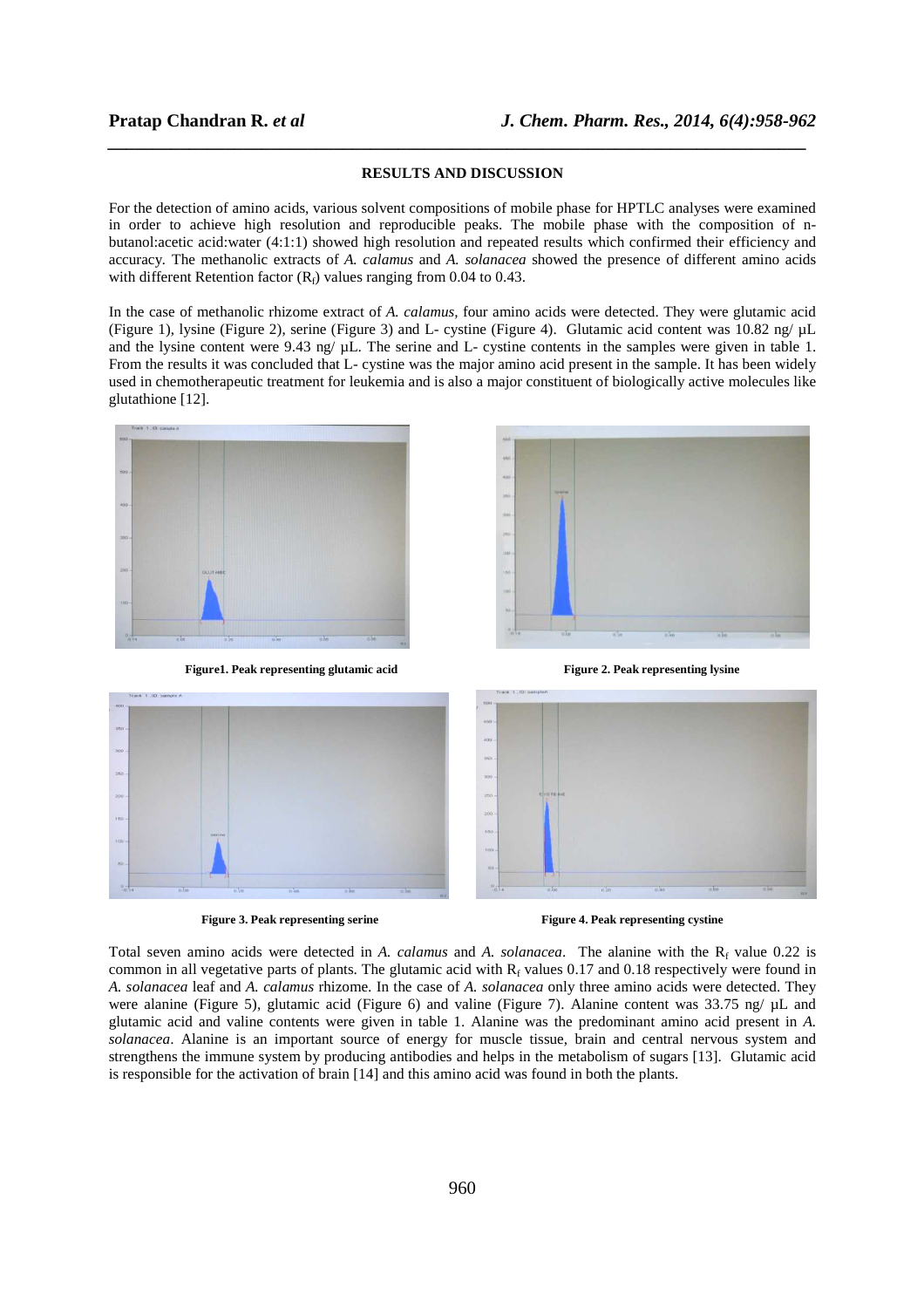## RESULTS AND DISCUSSION

For the detection of amino acids, various solvent compositions of mobile phase for HPTLC analyses were examined in order to achieve high resolution and reproducible peaks. The mobile phase with the composition of n-butanol:acetic acid:water (4:1:1) showed high resolution and repeated results which confirmed their efficiency and accuracy. The methanolic extracts of *A. calamus* and *A. solanacea* showed the presence of different amino acids with different Retention factor ($R_f$) values ranging from 0.04 to 0.43.

In the case of methanolic rhizome extract of *A. calamus,* four amino acids were detected. They were glutamic acid (Figure 1), lysine (Figure 2), serine (Figure 3) and L- cystine (Figure 4). Glutamic acid content was 10.82 ng/ µL and the lysine content were 9.43 ng/ µL. The serine and L- cystine contents in the samples were given in table 1. From the results it was concluded that L- cystine was the major amino acid present in the sample. It has been widely used in chemotherapeutic treatment for leukemia and is also a major constituent of biologically active molecules like glutathione [12].

**Figure1. Peak representing glutamic acid**

**Figure 2. Peak representing lysine**

**Figure 3. Peak representing serine**

**Figure 4. Peak representing cystine**

Total seven amino acids were detected in *A. calamus* and *A. solanacea*. The alanine with the $R_f$ value 0.22 is common in all vegetative parts of plants. The glutamic acid with $R_f$ values 0.17 and 0.18 respectively were found in *A. solanacea* leaf and *A. calamus* rhizome. In the case of *A. solanacea* only three amino acids were detected. They were alanine (Figure 5), glutamic acid (Figure 6) and valine (Figure 7). Alanine content was 33.75 ng/ µL and glutamic acid and valine contents were given in table 1. Alanine was the predominant amino acid present in *A. solanacea*. Alanine is an important source of energy for muscle tissue, brain and central nervous system and strengthens the immune system by producing antibodies and helps in the metabolism of sugars [13]. Glutamic acid is responsible for the activation of brain [14] and this amino acid was found in both the plants.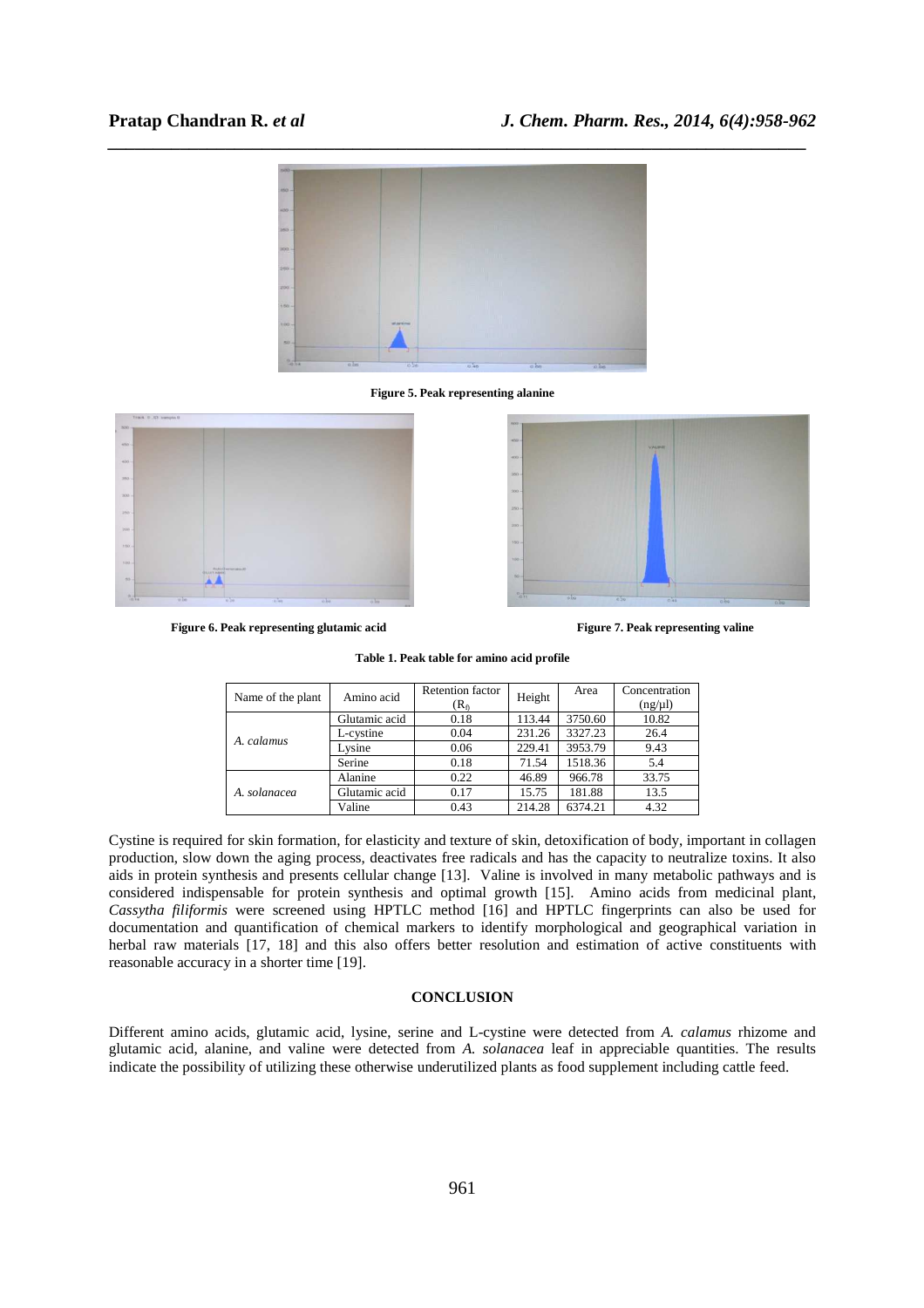Figure 5. Peak representing alanine

Figure 6. Peak representing glutamic acid

Figure 7. Peak representing valine

**Table 1. Peak table for amino acid profile**

| Name of the plant | Amino acid | Retention factor ($R_f$) | Height | Area | Concentration (ng/µl) |
|---|---|---|---|---|---|
| *A. calamus* | Glutamic acid | 0.18 | 113.44 | 3750.60 | 10.82 |
| | L-cystine | 0.04 | 231.26 | 3327.23 | 26.4 |
| | Lysine | 0.06 | 229.41 | 3953.79 | 9.43 |
| | Serine | 0.18 | 71.54 | 1518.36 | 5.4 |
| *A. solanacea* | Alanine | 0.22 | 46.89 | 966.78 | 33.75 |
| | Glutamic acid | 0.17 | 15.75 | 181.88 | 13.5 |
| | Valine | 0.43 | 214.28 | 6374.21 | 4.32 |

Cystine is required for skin formation, for elasticity and texture of skin, detoxification of body, important in collagen production, slow down the aging process, deactivates free radicals and has the capacity to neutralize toxins. It also aids in protein synthesis and presents cellular change [13]. Valine is involved in many metabolic pathways and is considered indispensable for protein synthesis and optimal growth [15]. Amino acids from medicinal plant, *Cassytha filiformis* were screened using HPTLC method [16] and HPTLC fingerprints can also be used for documentation and quantification of chemical markers to identify morphological and geographical variation in herbal raw materials [17, 18] and this also offers better resolution and estimation of active constituents with reasonable accuracy in a shorter time [19].

## CONCLUSION

Different amino acids, glutamic acid, lysine, serine and L-cystine were detected from *A. calamus* rhizome and glutamic acid, alanine, and valine were detected from *A. solanacea* leaf in appreciable quantities. The results indicate the possibility of utilizing these otherwise underutilized plants as food supplement including cattle feed.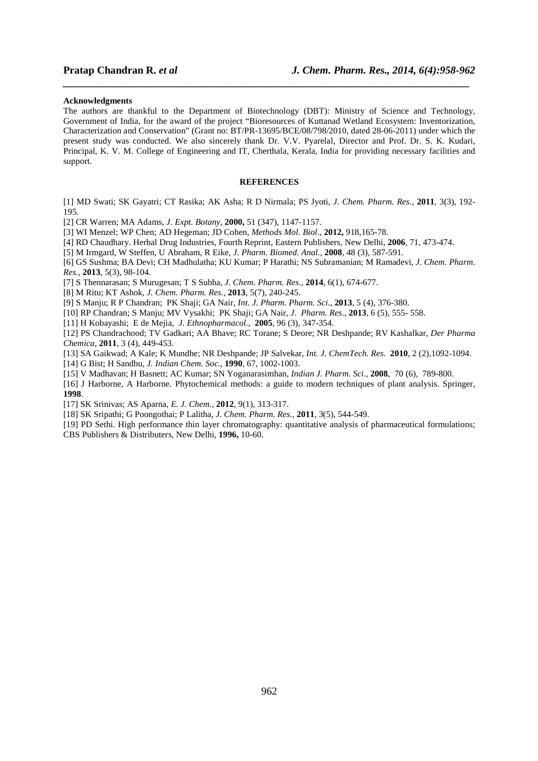**Acknowledgments**

The authors are thankful to the Department of Biotechnology (DBT): Ministry of Science and Technology, Government of India, for the award of the project "Bioresources of Kuttanad Wetland Ecosystem: Inventorization, Characterization and Conservation" (Grant no: BT/PR-13695/BCE/08/798/2010, dated 28-06-2011) under which the present study was conducted. We also sincerely thank Dr. V.V. Pyarelal, Director and Prof. Dr. S. K. Kudari, Principal, K. V. M. College of Engineering and IT, Cherthala, Kerala, India for providing necessary facilities and support.

## REFERENCES

[1] MD Swati; SK Gayatri; CT Rasika; AK Asha; R D Nirmala; PS Jyoti, *J. Chem. Pharm. Res.*, **2011**, 3(3), 192-195.

[2] CR Warren; MA Adams, *J. Expt. Botany*, **2000,** 51 (347), 1147-1157.

[3] WI Menzel; WP Chen; AD Hegeman; JD Cohen, *Methods Mol. Biol*., **2012,** 918,165-78.

[4] RD Chaudhary. Herbal Drug Industries, Fourth Reprint, Eastern Publishers, New Delhi, **2006**, 71, 473-474.

[5] M Irmgard, W Steffen, U Abraham, R Eike, *J. Pharm. Biomed. Anal.*, **2008**, 48 (3), 587-591.

[6] GS Sushma; BA Devi; CH Madhulatha; KU Kumar; P Harathi; NS Subramanian; M Ramadevi, *J. Chem. Pharm. Res.*, **2013**, 5(3), 98-104.

[7] S Thennarasan; S Murugesan; T S Subha, *J. Chem. Pharm. Res.*, **2014**, 6(1), 674-677.

[8] M Ritu; KT Ashok, *J. Chem. Pharm. Res.*, **2013**, 5(7), 240-245.

[9] S Manju; R P Chandran; PK Shaji; GA Nair, *Int. J. Pharm. Pharm. Sci.*, **2013**, 5 (4), 376-380.

[10] RP Chandran; S Manju; MV Vysakhi; PK Shaji; GA Nair, *J. Pharm. Res*., **2013**, 6 (5), 555- 558.

[11] H Kobayashi; E de Mejia, *J. Ethnopharmacol.*, **2005**, 96 (3), 347-354.

[12] PS Chandrachood; TV Gadkari; AA Bhave; RC Torane; S Deore; NR Deshpande; RV Kashalkar, *Der Pharma Chemica*, **2011**, 3 (4), 449-453.

[13] SA Gaikwad; A Kale; K Mundhe; NR Deshpande; JP Salvekar, *Int. J. ChemTech. Res.* **2010**, 2 (2),1092-1094.

[14] G Bist; H Sandhu, *J. Indian Chem. Soc.*, **1990**, 67, 1002-1003.

[15] V Madhavan; H Basnett; AC Kumar; SN Yoganarasimhan, *Indian J. Pharm. Sci*., **2008**, 70 (6), 789-800.

[16] J Harborne, A Harborne. Phytochemical methods: a guide to modern techniques of plant analysis. Springer, **1998**.

[17] SK Srinivas; AS Aparna, *E. J. Chem.*, **2012**, 9(1), 313-317.

[18] SK Sripathi; G Poongothai; P Lalitha, *J. Chem. Pharm. Res.*, **2011**, 3(5), 544-549.

[19] PD Sethi. High performance thin layer chromatography: quantitative analysis of pharmaceutical formulations; CBS Publishers & Distributers, New Delhi, **1996,** 10-60.